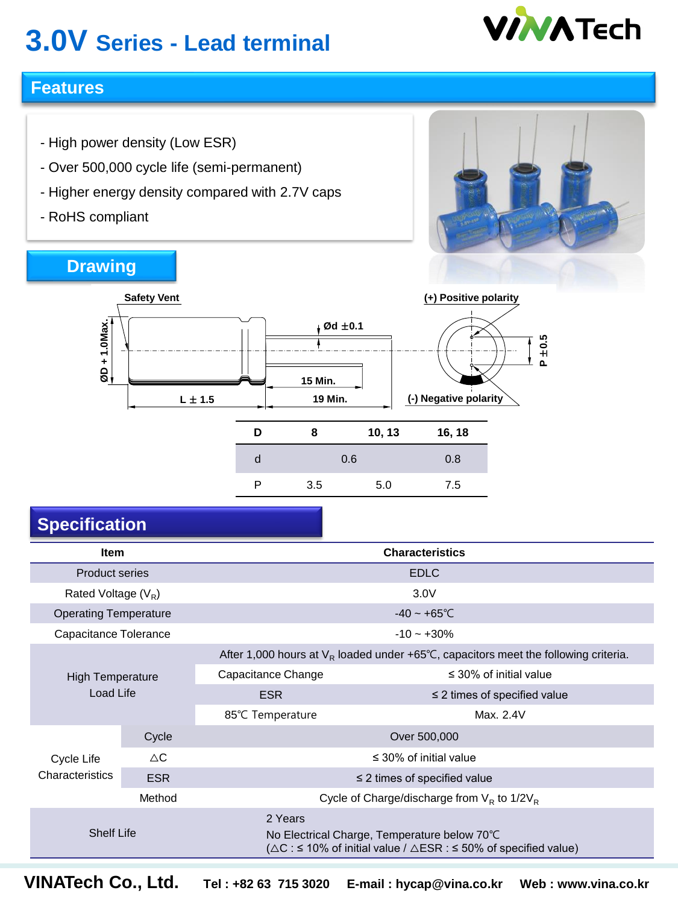# 3.0V Series - Lead terminal

VINATech

## Features

- High power density (Low ESR)
- Over 500,000 cycle life (semi-permanent)
- Higher energy density compared with 2.7V caps
- RoHS compliant

## Drawing

Safety Vent

ØD + 1.0Max.

L ± 1.5

Ød ±0.1

15 Min.

19 Min.

(+) Positive polarity

(-) Negative polarity

P ±0.5

| D | 8 | 10, 13 | 16, 18 |
|---|---|---|---|
| d | 0.6 | | 0.8 |
| P | 3.5 | 5.0 | 7.5 |

## Specification

| Item | | Characteristics | |
|---|---|---|---|
| Product series | | EDLC | |
| Rated Voltage ($V_R$) | | 3.0V | |
| Operating Temperature | | -40 ~ +65℃ | |
| Capacitance Tolerance | | -10 ~ +30% | |
| High Temperature Load Life | | After 1,000 hours at $V_R$ loaded under +65℃, capacitors meet the following criteria. | |
| | | Capacitance Change | ≤ 30% of initial value |
| | | ESR | ≤ 2 times of specified value |
| | | 85℃ Temperature | Max. 2.4V |
| Cycle Life Characteristics | Cycle | Over 500,000 | |
| | △C | ≤ 30% of initial value | |
| | ESR | ≤ 2 times of specified value | |
| | Method | Cycle of Charge/discharge from $V_R$ to $1/2V_R$ | |
| Shelf Life | | 2 Years<br>No Electrical Charge, Temperature below 70℃<br>(△C : ≤ 10% of initial value / △ESR : ≤ 50% of specified value) | |

**VINATech Co., Ltd.** **Tel : +82 63 715 3020** **E-mail : hycap@vina.co.kr** **Web : www.vina.co.kr**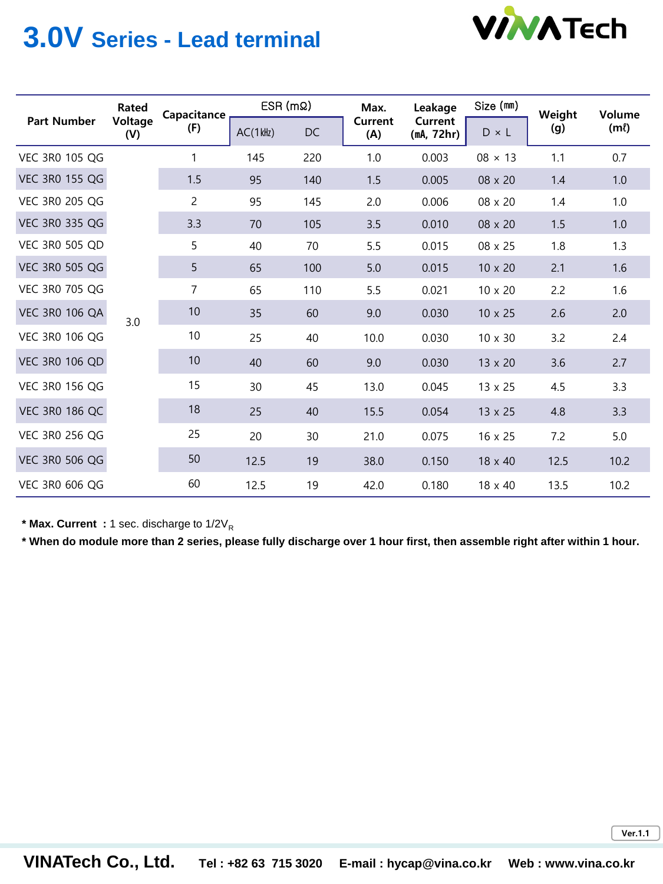# 3.0V Series - Lead terminal

| Part Number | Rated Voltage (V) | Capacitance (F) | ESR (mΩ) | | Max. Current (A) | Leakage Current (㎃, 72hr) | Size (㎜) | Weight (g) | Volume (mℓ) |
|---|---|---|---|---|---|---|---|---|---|
| | | | AC(1㎑) | DC | | | D × L | | |
| VEC 3R0 105 QG | 3.0 | 1 | 145 | 220 | 1.0 | 0.003 | 08 × 13 | 1.1 | 0.7 |
| VEC 3R0 155 QG | | 1.5 | 95 | 140 | 1.5 | 0.005 | 08 x 20 | 1.4 | 1.0 |
| VEC 3R0 205 QG | | 2 | 95 | 145 | 2.0 | 0.006 | 08 x 20 | 1.4 | 1.0 |
| VEC 3R0 335 QG | | 3.3 | 70 | 105 | 3.5 | 0.010 | 08 x 20 | 1.5 | 1.0 |
| VEC 3R0 505 QD | | 5 | 40 | 70 | 5.5 | 0.015 | 08 x 25 | 1.8 | 1.3 |
| VEC 3R0 505 QG | | 5 | 65 | 100 | 5.0 | 0.015 | 10 x 20 | 2.1 | 1.6 |
| VEC 3R0 705 QG | | 7 | 65 | 110 | 5.5 | 0.021 | 10 x 20 | 2.2 | 1.6 |
| VEC 3R0 106 QA | | 10 | 35 | 60 | 9.0 | 0.030 | 10 x 25 | 2.6 | 2.0 |
| VEC 3R0 106 QG | | 10 | 25 | 40 | 10.0 | 0.030 | 10 x 30 | 3.2 | 2.4 |
| VEC 3R0 106 QD | | 10 | 40 | 60 | 9.0 | 0.030 | 13 x 20 | 3.6 | 2.7 |
| VEC 3R0 156 QG | | 15 | 30 | 45 | 13.0 | 0.045 | 13 x 25 | 4.5 | 3.3 |
| VEC 3R0 186 QC | | 18 | 25 | 40 | 15.5 | 0.054 | 13 x 25 | 4.8 | 3.3 |
| VEC 3R0 256 QG | | 25 | 20 | 30 | 21.0 | 0.075 | 16 x 25 | 7.2 | 5.0 |
| VEC 3R0 506 QG | | 50 | 12.5 | 19 | 38.0 | 0.150 | 18 x 40 | 12.5 | 10.2 |
| VEC 3R0 606 QG | | 60 | 12.5 | 19 | 42.0 | 0.180 | 18 x 40 | 13.5 | 10.2 |

**\* Max. Current :** 1 sec. discharge to 1/2$V_R$

**\* When do module more than 2 series, please fully discharge over 1 hour first, then assemble right after within 1 hour.**

Ver.1.1

**VINATech Co., Ltd.** **Tel : +82 63 715 3020** **E-mail : hycap@vina.co.kr** **Web : www.vina.co.kr**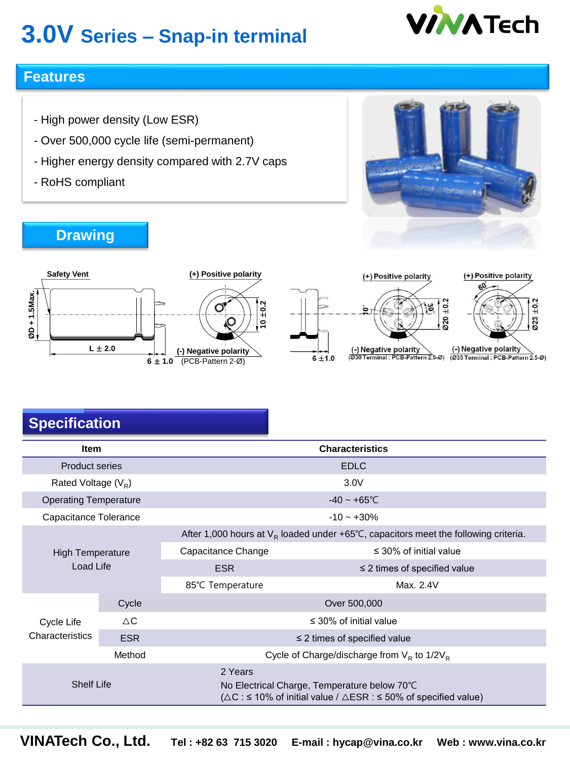# 3.0V Series – Snap-in terminal

## Features

- High power density (Low ESR)
- Over 500,000 cycle life (semi-permanent)
- Higher energy density compared with 2.7V caps
- RoHS compliant

## Drawing

Safety Vent

(+) Positive polarity

ØD + 1.5Max.

L ± 2.0

6 ± 1.0

10 ±0.2

(-) Negative polarity (PCB-Pattern 2-Ø)

6 ±1.0

(+) Positive polarity

10° 30°

Ø20 ±0.2

(-) Negative polarity (Ø30 Terminal : PCB-Pattern 2.5-Ø)

(+) Positive polarity

60°

Ø23 ±0.2

(-) Negative polarity (Ø35 Terminal : PCB-Pattern 2.5-Ø)

## Specification

| Item | | Characteristics | |
|---|---|---|---|
| Product series | | EDLC | |
| Rated Voltage ($V_R$) | | 3.0V | |
| Operating Temperature | | -40 ~ +65℃ | |
| Capacitance Tolerance | | -10 ~ +30% | |
| High Temperature Load Life | | After 1,000 hours at $V_R$ loaded under +65℃, capacitors meet the following criteria. | |
| | | Capacitance Change | ≤ 30% of initial value |
| | | ESR | ≤ 2 times of specified value |
| | | 85℃ Temperature | Max. 2.4V |
| Cycle Life Characteristics | Cycle | Over 500,000 | |
| | △C | ≤ 30% of initial value | |
| | ESR | ≤ 2 times of specified value | |
| | Method | Cycle of Charge/discharge from $V_R$ to $1/2V_R$ | |
| Shelf Life | | 2 Years<br>No Electrical Charge, Temperature below 70℃<br>(△C : ≤ 10% of initial value / △ESR : ≤ 50% of specified value) | |

**VINATech Co., Ltd.** Tel : +82 63 715 3020 E-mail : hycap@vina.co.kr Web : www.vina.co.kr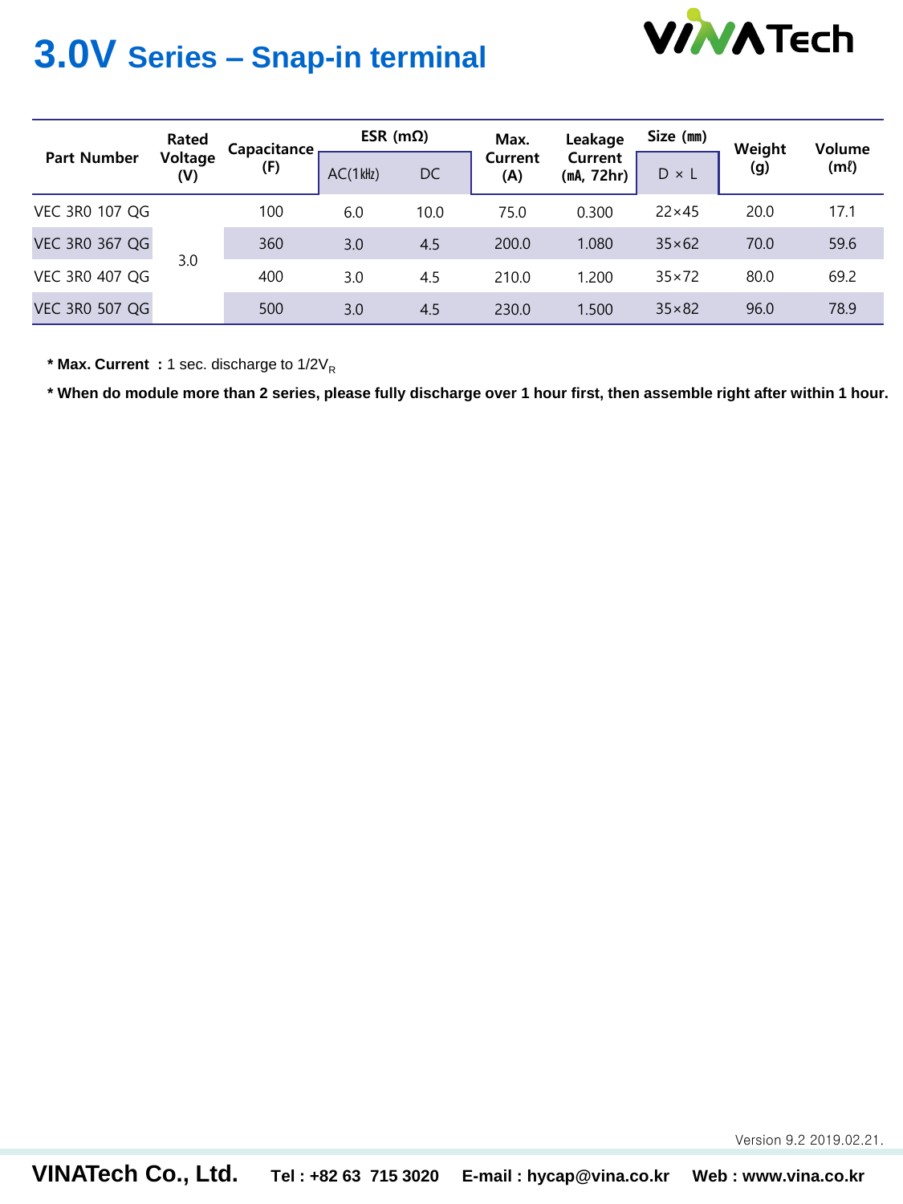# 3.0V Series – Snap-in terminal

| Part Number | Rated Voltage (V) | Capacitance (F) | ESR (mΩ) | | Max. Current (A) | Leakage Current (mA, 72hr) | Size (mm) | Weight (g) | Volume (mℓ) |
|---|---|---|---|---|---|---|---|---|---|
| | | | AC(1kHz) | DC | | | D × L | | |
| VEC 3R0 107 QG | 3.0 | 100 | 6.0 | 10.0 | 75.0 | 0.300 | 22×45 | 20.0 | 17.1 |
| VEC 3R0 367 QG | | 360 | 3.0 | 4.5 | 200.0 | 1.080 | 35×62 | 70.0 | 59.6 |
| VEC 3R0 407 QG | | 400 | 3.0 | 4.5 | 210.0 | 1.200 | 35×72 | 80.0 | 69.2 |
| VEC 3R0 507 QG | | 500 | 3.0 | 4.5 | 230.0 | 1.500 | 35×82 | 96.0 | 78.9 |

* **Max. Current :** 1 sec. discharge to 1/2$V_R$

* **When do module more than 2 series, please fully discharge over 1 hour first, then assemble right after within 1 hour.**

Version 9.2 2019.02.21.

**VINATech Co., Ltd.** **Tel : +82 63 715 3020** **E-mail : hycap@vina.co.kr** **Web : www.vina.co.kr**